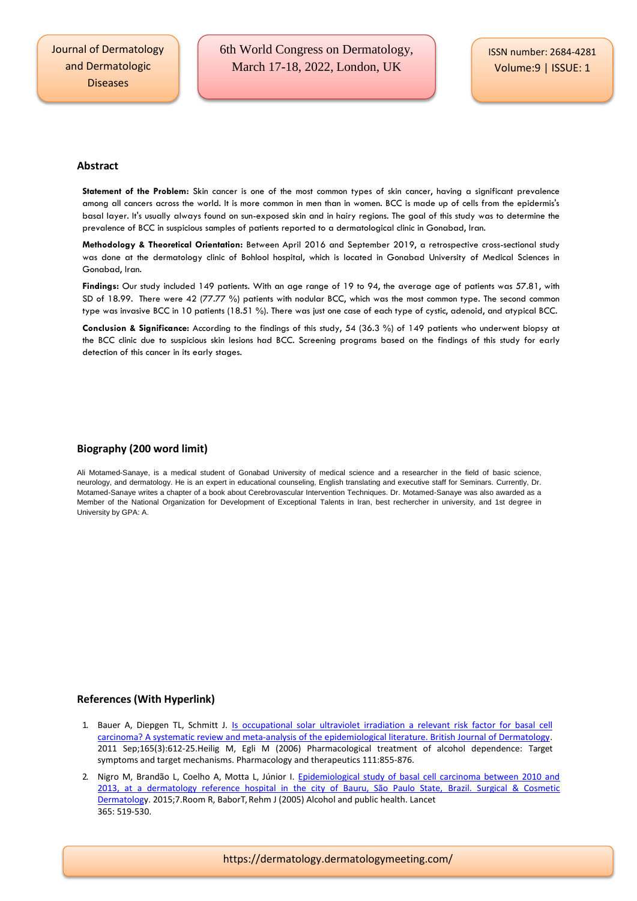## Abstract

**Statement of the Problem:** Skin cancer is one of the most common types of skin cancer, having a significant prevalence among all cancers across the world. It is more common in men than in women. BCC is made up of cells from the epidermis's basal layer. It's usually always found on sun-exposed skin and in hairy regions. The goal of this study was to determine the prevalence of BCC in suspicious samples of patients reported to a dermatological clinic in Gonabad, Iran.

**Methodology & Theoretical Orientation:** Between April 2016 and September 2019, a retrospective cross-sectional study was done at the dermatology clinic of Bohlool hospital, which is located in Gonabad University of Medical Sciences in Gonabad, Iran.

**Findings:** Our study included 149 patients. With an age range of 19 to 94, the average age of patients was 57.81, with SD of 18.99. There were 42 (77.77 %) patients with nodular BCC, which was the most common type. The second common type was invasive BCC in 10 patients (18.51 %). There was just one case of each type of cystic, adenoid, and atypical BCC.

**Conclusion & Significance:** According to the findings of this study, 54 (36.3 %) of 149 patients who underwent biopsy at the BCC clinic due to suspicious skin lesions had BCC. Screening programs based on the findings of this study for early detection of this cancer in its early stages.

## Biography (200 word limit)

Ali Motamed-Sanaye, is a medical student of Gonabad University of medical science and a researcher in the field of basic science, neurology, and dermatology. He is an expert in educational counseling, English translating and executive staff for Seminars. Currently, Dr. Motamed-Sanaye writes a chapter of a book about Cerebrovascular Intervention Techniques. Dr. Motamed-Sanaye was also awarded as a Member of the National Organization for Development of Exceptional Talents in Iran, best rechercher in university, and 1st degree in University by GPA: A.

## References (With Hyperlink)

1. Bauer A, Diepgen TL, Schmitt J. Is occupational solar ultraviolet irradiation a relevant risk factor for basal cell carcinoma? A systematic review and meta-analysis of the epidemiological literature. British Journal of Dermatology. 2011 Sep;165(3):612-25.Heilig M, Egli M (2006) Pharmacological treatment of alcohol dependence: Target symptoms and target mechanisms. Pharmacology and therapeutics 111:855-876.
2. Nigro M, Brandão L, Coelho A, Motta L, Júnior I. Epidemiological study of basal cell carcinoma between 2010 and 2013, at a dermatology reference hospital in the city of Bauru, São Paulo State, Brazil. Surgical & Cosmetic Dermatology. 2015;7.Room R, BaborT, Rehm J (2005) Alcohol and public health. Lancet 365: 519-530.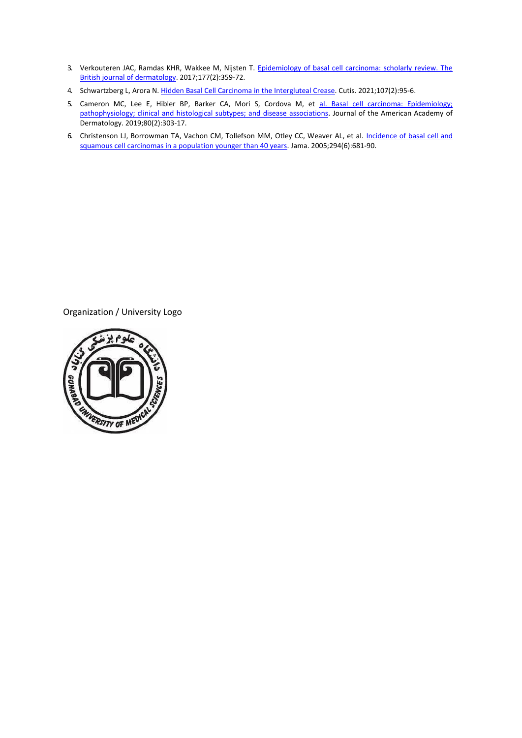3. Verkouteren JAC, Ramdas KHR, Wakkee M, Nijsten T. [Epidemiology of basal cell carcinoma: scholarly review. The British journal of dermatology](). 2017;177(2):359-72.
4. Schwartzberg L, Arora N. [Hidden Basal Cell Carcinoma in the Intergluteal Crease](). Cutis. 2021;107(2):95-6.
5. Cameron MC, Lee E, Hibler BP, Barker CA, Mori S, Cordova M, et [al. Basal cell carcinoma: Epidemiology; pathophysiology; clinical and histological subtypes; and disease associations](). Journal of the American Academy of Dermatology. 2019;80(2):303-17.
6. Christenson LJ, Borrowman TA, Vachon CM, Tollefson MM, Otley CC, Weaver AL, et al. [Incidence of basal cell and squamous cell carcinomas in a population younger than 40 years](). Jama. 2005;294(6):681-90.

Organization / University Logo

دانشگاه علوم پزشکی گناباد

GONABAD UNIVERSITY OF MEDICAL SCIENCES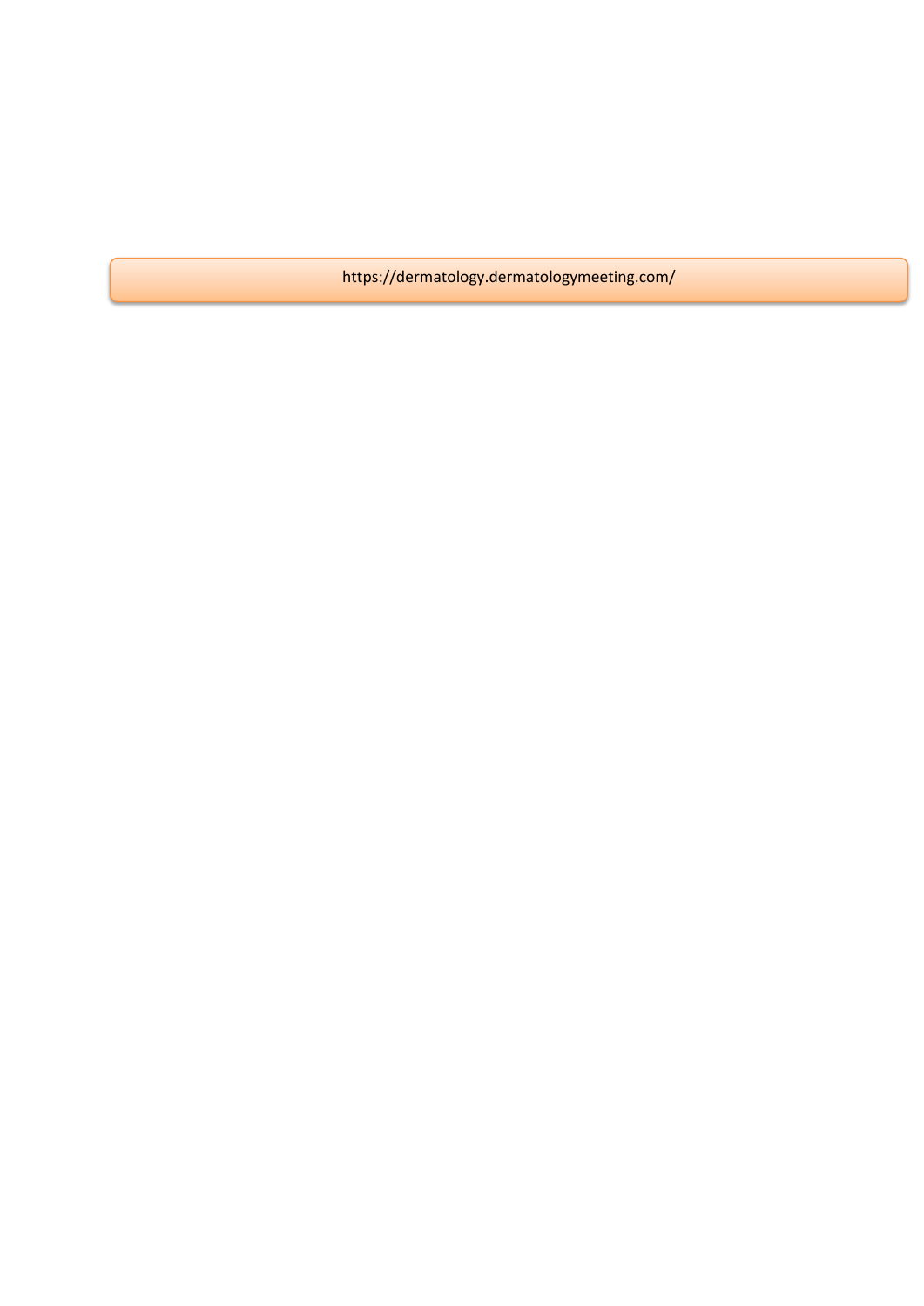https://dermatology.dermatologymeeting.com/